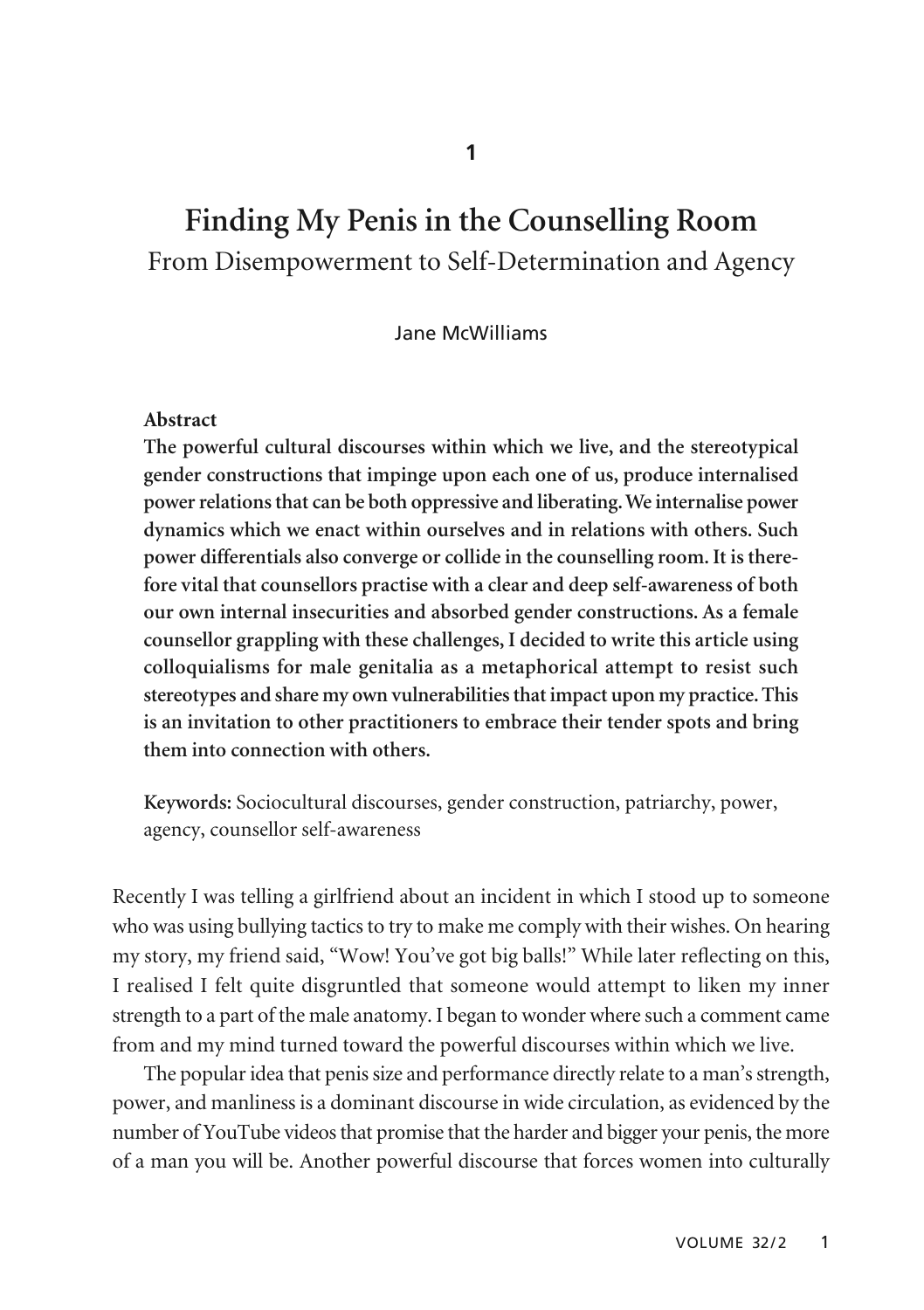# 1

# Finding My Penis in the Counselling Room

## From Disempowerment to Self-Determination and Agency

Jane McWilliams

**Abstract**

**The powerful cultural discourses within which we live, and the stereotypical gender constructions that impinge upon each one of us, produce internalised power relations that can be both oppressive and liberating. We internalise power dynamics which we enact within ourselves and in relations with others. Such power differentials also converge or collide in the counselling room. It is therefore vital that counsellors practise with a clear and deep self-awareness of both our own internal insecurities and absorbed gender constructions. As a female counsellor grappling with these challenges, I decided to write this article using colloquialisms for male genitalia as a metaphorical attempt to resist such stereotypes and share my own vulnerabilities that impact upon my practice. This is an invitation to other practitioners to embrace their tender spots and bring them into connection with others.**

**Keywords:** Sociocultural discourses, gender construction, patriarchy, power, agency, counsellor self-awareness

Recently I was telling a girlfriend about an incident in which I stood up to someone who was using bullying tactics to try to make me comply with their wishes. On hearing my story, my friend said, "Wow! You've got big balls!" While later reflecting on this, I realised I felt quite disgruntled that someone would attempt to liken my inner strength to a part of the male anatomy. I began to wonder where such a comment came from and my mind turned toward the powerful discourses within which we live.

The popular idea that penis size and performance directly relate to a man's strength, power, and manliness is a dominant discourse in wide circulation, as evidenced by the number of YouTube videos that promise that the harder and bigger your penis, the more of a man you will be. Another powerful discourse that forces women into culturally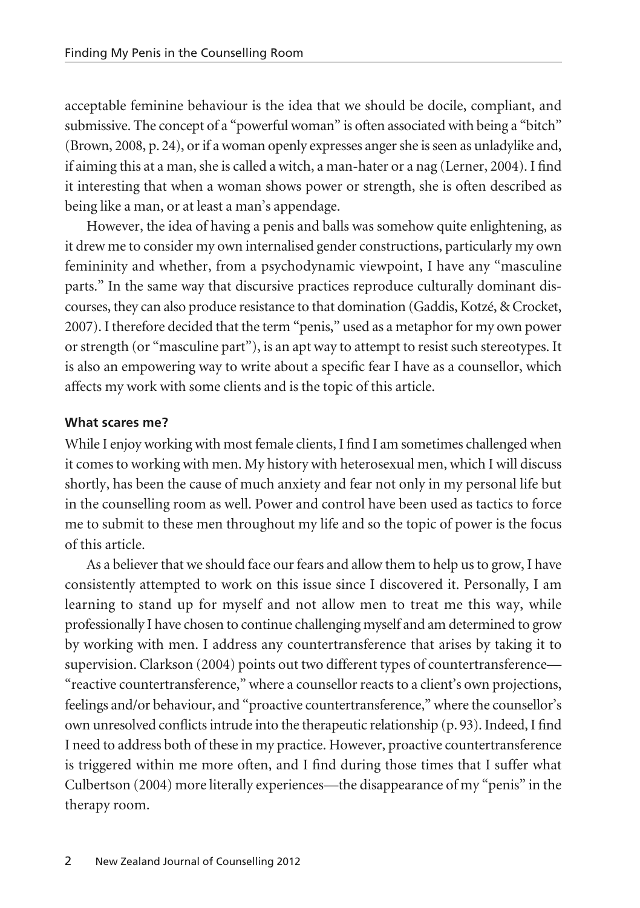acceptable feminine behaviour is the idea that we should be docile, compliant, and submissive. The concept of a "powerful woman" is often associated with being a "bitch" (Brown, 2008, p. 24), or if a woman openly expresses anger she is seen as unladylike and, if aiming this at a man, she is called a witch, a man-hater or a nag (Lerner, 2004). I find it interesting that when a woman shows power or strength, she is often described as being like a man, or at least a man's appendage.

However, the idea of having a penis and balls was somehow quite enlightening, as it drew me to consider my own internalised gender constructions, particularly my own femininity and whether, from a psychodynamic viewpoint, I have any "masculine parts." In the same way that discursive practices reproduce culturally dominant discourses, they can also produce resistance to that domination (Gaddis, Kotzé, & Crocket, 2007). I therefore decided that the term "penis," used as a metaphor for my own power or strength (or "masculine part"), is an apt way to attempt to resist such stereotypes. It is also an empowering way to write about a specific fear I have as a counsellor, which affects my work with some clients and is the topic of this article.

### What scares me?

While I enjoy working with most female clients, I find I am sometimes challenged when it comes to working with men. My history with heterosexual men, which I will discuss shortly, has been the cause of much anxiety and fear not only in my personal life but in the counselling room as well. Power and control have been used as tactics to force me to submit to these men throughout my life and so the topic of power is the focus of this article.

As a believer that we should face our fears and allow them to help us to grow, I have consistently attempted to work on this issue since I discovered it. Personally, I am learning to stand up for myself and not allow men to treat me this way, while professionally I have chosen to continue challenging myself and am determined to grow by working with men. I address any countertransference that arises by taking it to supervision. Clarkson (2004) points out two different types of countertransference—"reactive countertransference," where a counsellor reacts to a client's own projections, feelings and/or behaviour, and "proactive countertransference," where the counsellor's own unresolved conflicts intrude into the therapeutic relationship (p. 93). Indeed, I find I need to address both of these in my practice. However, proactive countertransference is triggered within me more often, and I find during those times that I suffer what Culbertson (2004) more literally experiences—the disappearance of my "penis" in the therapy room.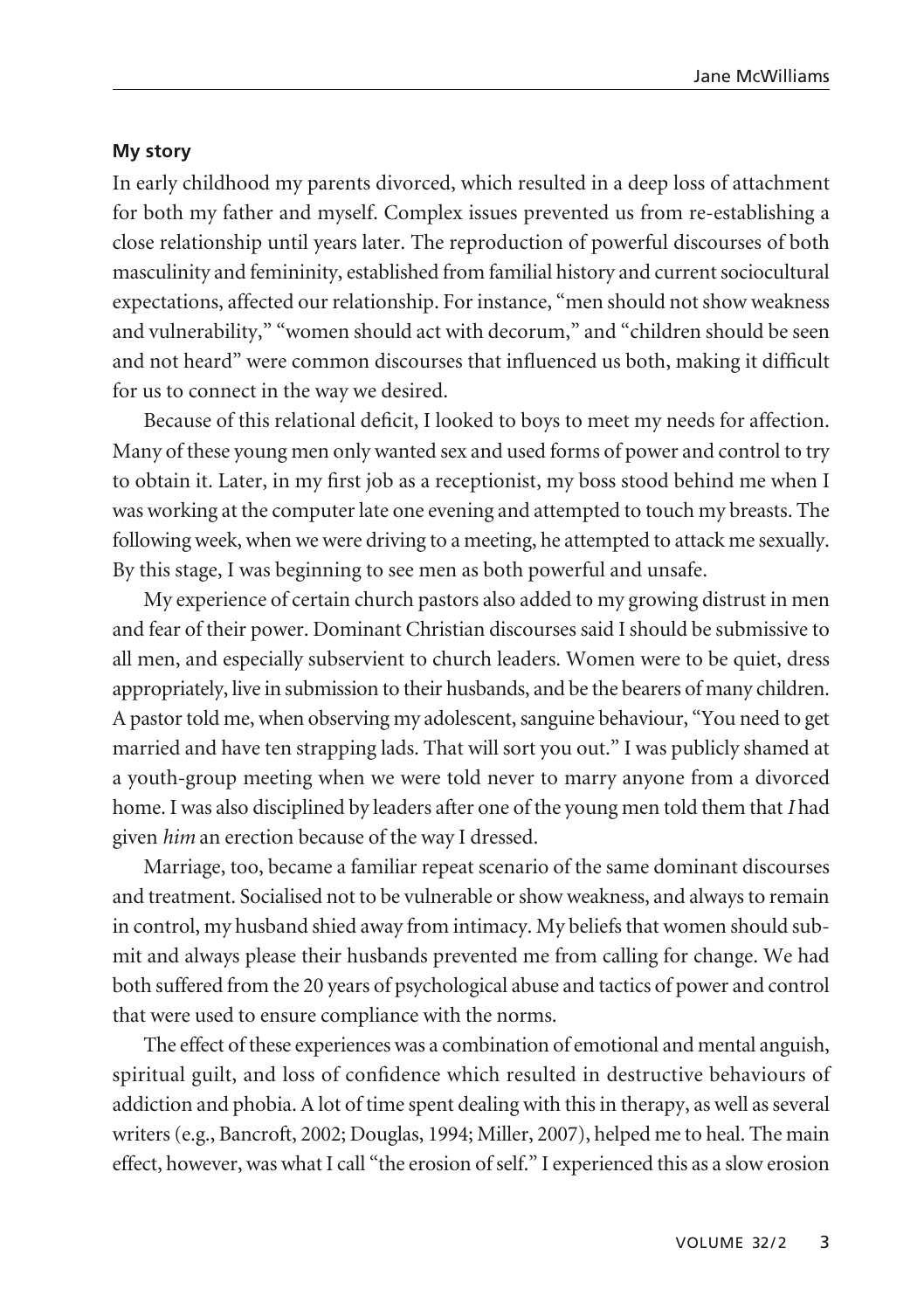**My story**

In early childhood my parents divorced, which resulted in a deep loss of attachment for both my father and myself. Complex issues prevented us from re-establishing a close relationship until years later. The reproduction of powerful discourses of both masculinity and femininity, established from familial history and current sociocultural expectations, affected our relationship. For instance, "men should not show weakness and vulnerability," "women should act with decorum," and "children should be seen and not heard" were common discourses that influenced us both, making it difficult for us to connect in the way we desired.

Because of this relational deficit, I looked to boys to meet my needs for affection. Many of these young men only wanted sex and used forms of power and control to try to obtain it. Later, in my first job as a receptionist, my boss stood behind me when I was working at the computer late one evening and attempted to touch my breasts. The following week, when we were driving to a meeting, he attempted to attack me sexually. By this stage, I was beginning to see men as both powerful and unsafe.

My experience of certain church pastors also added to my growing distrust in men and fear of their power. Dominant Christian discourses said I should be submissive to all men, and especially subservient to church leaders. Women were to be quiet, dress appropriately, live in submission to their husbands, and be the bearers of many children. A pastor told me, when observing my adolescent, sanguine behaviour, "You need to get married and have ten strapping lads. That will sort you out." I was publicly shamed at a youth-group meeting when we were told never to marry anyone from a divorced home. I was also disciplined by leaders after one of the young men told them that *I* had given *him* an erection because of the way I dressed.

Marriage, too, became a familiar repeat scenario of the same dominant discourses and treatment. Socialised not to be vulnerable or show weakness, and always to remain in control, my husband shied away from intimacy. My beliefs that women should submit and always please their husbands prevented me from calling for change. We had both suffered from the 20 years of psychological abuse and tactics of power and control that were used to ensure compliance with the norms.

The effect of these experiences was a combination of emotional and mental anguish, spiritual guilt, and loss of confidence which resulted in destructive behaviours of addiction and phobia. A lot of time spent dealing with this in therapy, as well as several writers (e.g., Bancroft, 2002; Douglas, 1994; Miller, 2007), helped me to heal. The main effect, however, was what I call "the erosion of self." I experienced this as a slow erosion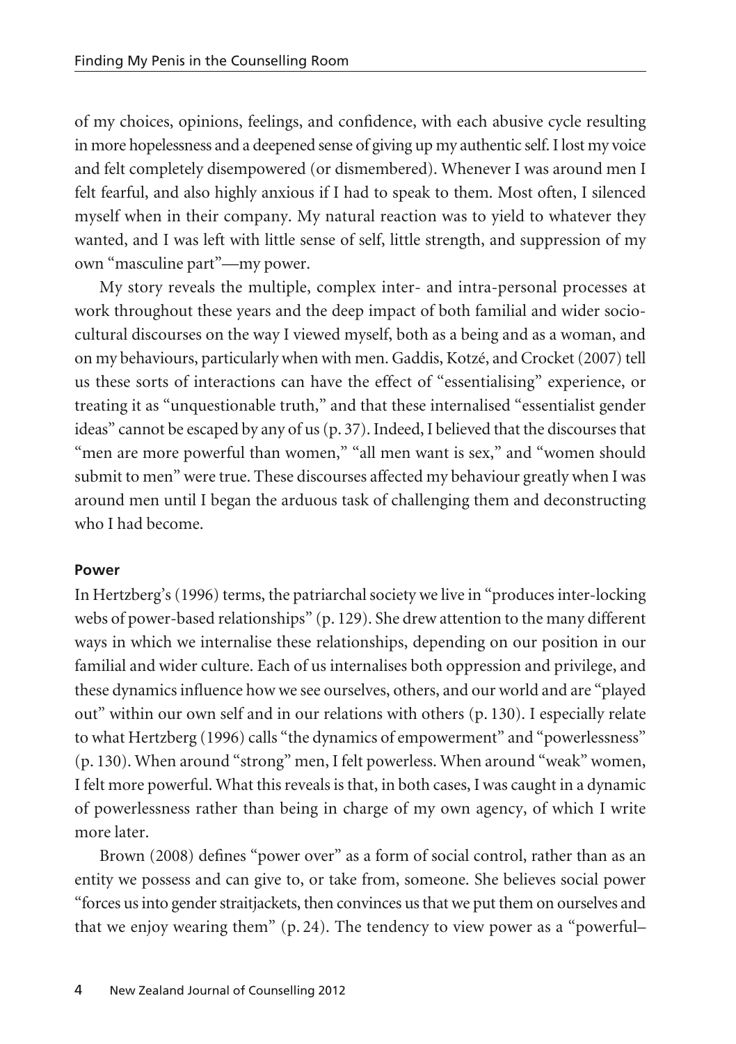of my choices, opinions, feelings, and confidence, with each abusive cycle resulting in more hopelessness and a deepened sense of giving up my authentic self. I lost my voice and felt completely disempowered (or dismembered). Whenever I was around men I felt fearful, and also highly anxious if I had to speak to them. Most often, I silenced myself when in their company. My natural reaction was to yield to whatever they wanted, and I was left with little sense of self, little strength, and suppression of my own "masculine part"—my power.

My story reveals the multiple, complex inter- and intra-personal processes at work throughout these years and the deep impact of both familial and wider socio-cultural discourses on the way I viewed myself, both as a being and as a woman, and on my behaviours, particularly when with men. Gaddis, Kotzé, and Crocket (2007) tell us these sorts of interactions can have the effect of "essentialising" experience, or treating it as "unquestionable truth," and that these internalised "essentialist gender ideas" cannot be escaped by any of us (p. 37). Indeed, I believed that the discourses that "men are more powerful than women," "all men want is sex," and "women should submit to men" were true. These discourses affected my behaviour greatly when I was around men until I began the arduous task of challenging them and deconstructing who I had become.

**Power**

In Hertzberg's (1996) terms, the patriarchal society we live in "produces inter-locking webs of power-based relationships" (p. 129). She drew attention to the many different ways in which we internalise these relationships, depending on our position in our familial and wider culture. Each of us internalises both oppression and privilege, and these dynamics influence how we see ourselves, others, and our world and are "played out" within our own self and in our relations with others (p. 130). I especially relate to what Hertzberg (1996) calls "the dynamics of empowerment" and "powerlessness" (p. 130). When around "strong" men, I felt powerless. When around "weak" women, I felt more powerful. What this reveals is that, in both cases, I was caught in a dynamic of powerlessness rather than being in charge of my own agency, of which I write more later.

Brown (2008) defines "power over" as a form of social control, rather than as an entity we possess and can give to, or take from, someone. She believes social power "forces us into gender straitjackets, then convinces us that we put them on ourselves and that we enjoy wearing them" (p. 24). The tendency to view power as a "powerful–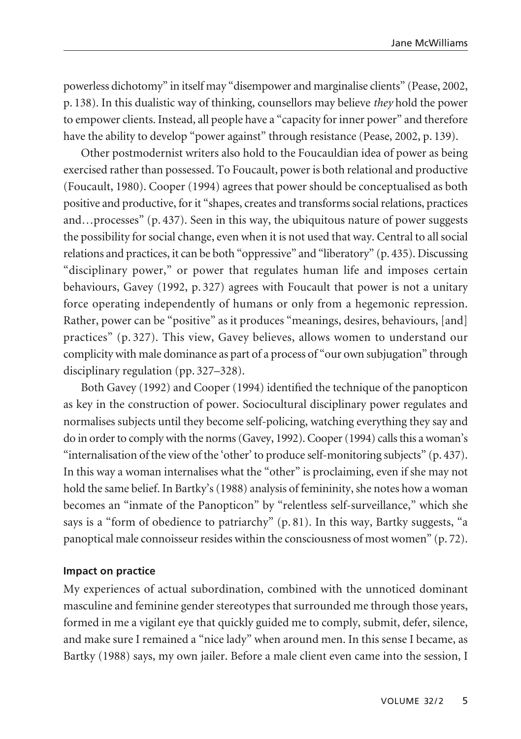powerless dichotomy" in itself may "disempower and marginalise clients" (Pease, 2002, p. 138). In this dualistic way of thinking, counsellors may believe *they* hold the power to empower clients. Instead, all people have a "capacity for inner power" and therefore have the ability to develop "power against" through resistance (Pease, 2002, p. 139).

Other postmodernist writers also hold to the Foucauldian idea of power as being exercised rather than possessed. To Foucault, power is both relational and productive (Foucault, 1980). Cooper (1994) agrees that power should be conceptualised as both positive and productive, for it "shapes, creates and transforms social relations, practices and…processes" (p. 437). Seen in this way, the ubiquitous nature of power suggests the possibility for social change, even when it is not used that way. Central to all social relations and practices, it can be both "oppressive" and "liberatory" (p. 435). Discussing "disciplinary power," or power that regulates human life and imposes certain behaviours, Gavey (1992, p. 327) agrees with Foucault that power is not a unitary force operating independently of humans or only from a hegemonic repression. Rather, power can be "positive" as it produces "meanings, desires, behaviours, [and] practices" (p. 327). This view, Gavey believes, allows women to understand our complicity with male dominance as part of a process of "our own subjugation" through disciplinary regulation (pp. 327–328).

Both Gavey (1992) and Cooper (1994) identified the technique of the panopticon as key in the construction of power. Sociocultural disciplinary power regulates and normalises subjects until they become self-policing, watching everything they say and do in order to comply with the norms (Gavey, 1992). Cooper (1994) calls this a woman's "internalisation of the view of the 'other' to produce self-monitoring subjects" (p. 437). In this way a woman internalises what the "other" is proclaiming, even if she may not hold the same belief. In Bartky's (1988) analysis of femininity, she notes how a woman becomes an "inmate of the Panopticon" by "relentless self-surveillance," which she says is a "form of obedience to patriarchy" (p. 81). In this way, Bartky suggests, "a panoptical male connoisseur resides within the consciousness of most women" (p. 72).

#### Impact on practice

My experiences of actual subordination, combined with the unnoticed dominant masculine and feminine gender stereotypes that surrounded me through those years, formed in me a vigilant eye that quickly guided me to comply, submit, defer, silence, and make sure I remained a "nice lady" when around men. In this sense I became, as Bartky (1988) says, my own jailer. Before a male client even came into the session, I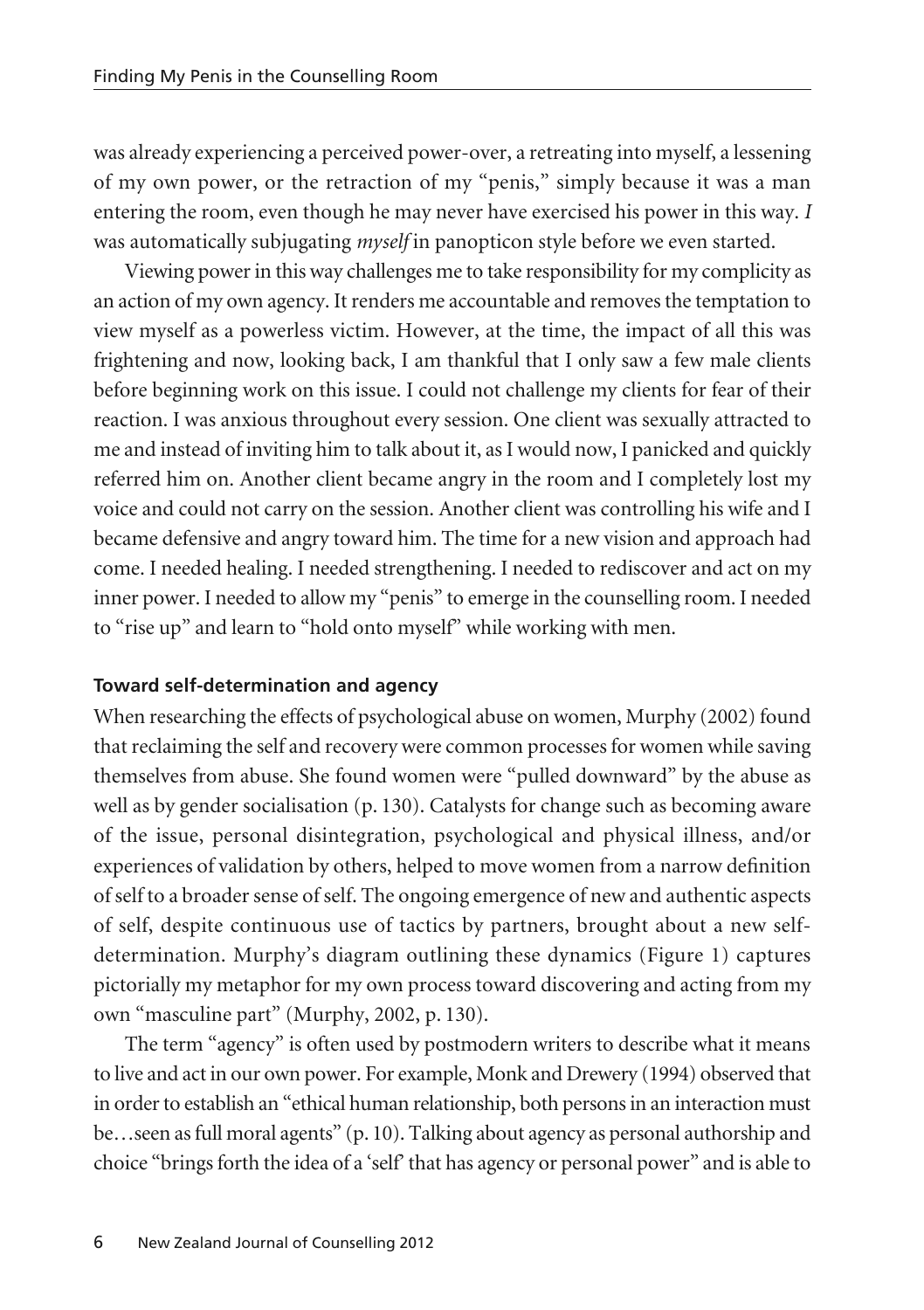was already experiencing a perceived power-over, a retreating into myself, a lessening of my own power, or the retraction of my "penis," simply because it was a man entering the room, even though he may never have exercised his power in this way. *I* was automatically subjugating *myself* in panopticon style before we even started.

Viewing power in this way challenges me to take responsibility for my complicity as an action of my own agency. It renders me accountable and removes the temptation to view myself as a powerless victim. However, at the time, the impact of all this was frightening and now, looking back, I am thankful that I only saw a few male clients before beginning work on this issue. I could not challenge my clients for fear of their reaction. I was anxious throughout every session. One client was sexually attracted to me and instead of inviting him to talk about it, as I would now, I panicked and quickly referred him on. Another client became angry in the room and I completely lost my voice and could not carry on the session. Another client was controlling his wife and I became defensive and angry toward him. The time for a new vision and approach had come. I needed healing. I needed strengthening. I needed to rediscover and act on my inner power. I needed to allow my "penis" to emerge in the counselling room. I needed to "rise up" and learn to "hold onto myself" while working with men.

### Toward self-determination and agency

When researching the effects of psychological abuse on women, Murphy (2002) found that reclaiming the self and recovery were common processes for women while saving themselves from abuse. She found women were "pulled downward" by the abuse as well as by gender socialisation (p. 130). Catalysts for change such as becoming aware of the issue, personal disintegration, psychological and physical illness, and/or experiences of validation by others, helped to move women from a narrow definition of self to a broader sense of self. The ongoing emergence of new and authentic aspects of self, despite continuous use of tactics by partners, brought about a new self-determination. Murphy's diagram outlining these dynamics (Figure 1) captures pictorially my metaphor for my own process toward discovering and acting from my own "masculine part" (Murphy, 2002, p. 130).

The term "agency" is often used by postmodern writers to describe what it means to live and act in our own power. For example, Monk and Drewery (1994) observed that in order to establish an "ethical human relationship, both persons in an interaction must be…seen as full moral agents" (p. 10). Talking about agency as personal authorship and choice "brings forth the idea of a 'self' that has agency or personal power" and is able to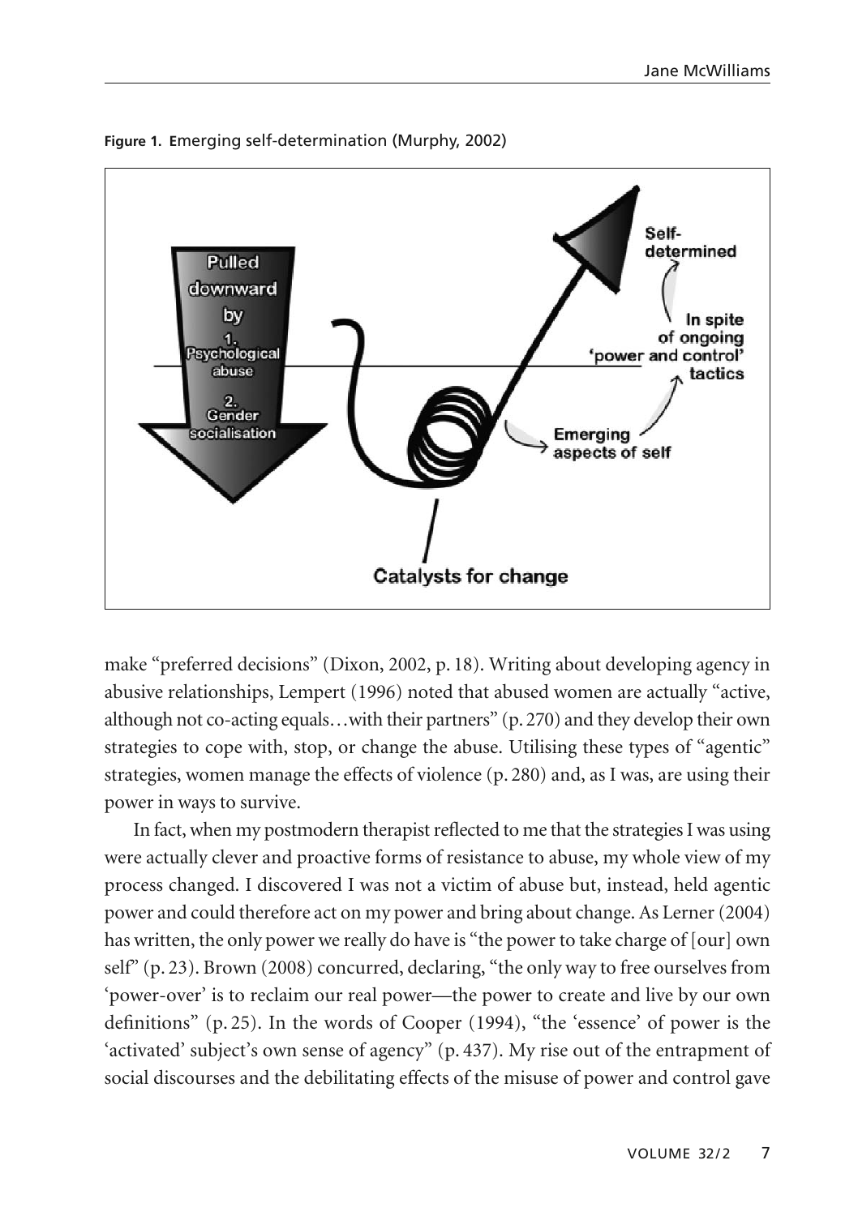Figure 1. Emerging self-determination (Murphy, 2002)

make "preferred decisions" (Dixon, 2002, p. 18). Writing about developing agency in abusive relationships, Lempert (1996) noted that abused women are actually "active, although not co-acting equals…with their partners" (p. 270) and they develop their own strategies to cope with, stop, or change the abuse. Utilising these types of "agentic" strategies, women manage the effects of violence (p. 280) and, as I was, are using their power in ways to survive.

In fact, when my postmodern therapist reflected to me that the strategies I was using were actually clever and proactive forms of resistance to abuse, my whole view of my process changed. I discovered I was not a victim of abuse but, instead, held agentic power and could therefore act on my power and bring about change. As Lerner (2004) has written, the only power we really do have is "the power to take charge of [our] own self" (p. 23). Brown (2008) concurred, declaring, "the only way to free ourselves from 'power-over' is to reclaim our real power—the power to create and live by our own definitions" (p. 25). In the words of Cooper (1994), "the 'essence' of power is the 'activated' subject's own sense of agency" (p. 437). My rise out of the entrapment of social discourses and the debilitating effects of the misuse of power and control gave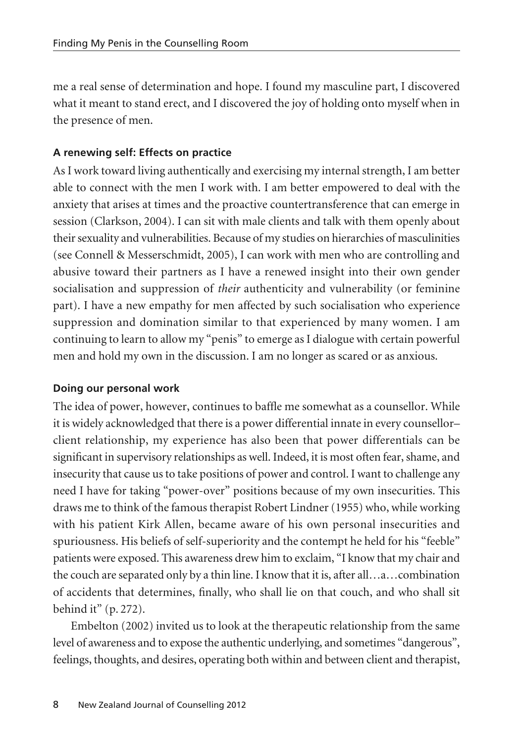me a real sense of determination and hope. I found my masculine part, I discovered what it meant to stand erect, and I discovered the joy of holding onto myself when in the presence of men.

### A renewing self: Effects on practice

As I work toward living authentically and exercising my internal strength, I am better able to connect with the men I work with. I am better empowered to deal with the anxiety that arises at times and the proactive countertransference that can emerge in session (Clarkson, 2004). I can sit with male clients and talk with them openly about their sexuality and vulnerabilities. Because of my studies on hierarchies of masculinities (see Connell & Messerschmidt, 2005), I can work with men who are controlling and abusive toward their partners as I have a renewed insight into their own gender socialisation and suppression of *their* authenticity and vulnerability (or feminine part). I have a new empathy for men affected by such socialisation who experience suppression and domination similar to that experienced by many women. I am continuing to learn to allow my "penis" to emerge as I dialogue with certain powerful men and hold my own in the discussion. I am no longer as scared or as anxious.

### Doing our personal work

The idea of power, however, continues to baffle me somewhat as a counsellor. While it is widely acknowledged that there is a power differential innate in every counsellor–client relationship, my experience has also been that power differentials can be significant in supervisory relationships as well. Indeed, it is most often fear, shame, and insecurity that cause us to take positions of power and control. I want to challenge any need I have for taking "power-over" positions because of my own insecurities. This draws me to think of the famous therapist Robert Lindner (1955) who, while working with his patient Kirk Allen, became aware of his own personal insecurities and spuriousness. His beliefs of self-superiority and the contempt he held for his "feeble" patients were exposed. This awareness drew him to exclaim, "I know that my chair and the couch are separated only by a thin line. I know that it is, after all…a…combination of accidents that determines, finally, who shall lie on that couch, and who shall sit behind it" (p. 272).

Embelton (2002) invited us to look at the therapeutic relationship from the same level of awareness and to expose the authentic underlying, and sometimes "dangerous", feelings, thoughts, and desires, operating both within and between client and therapist,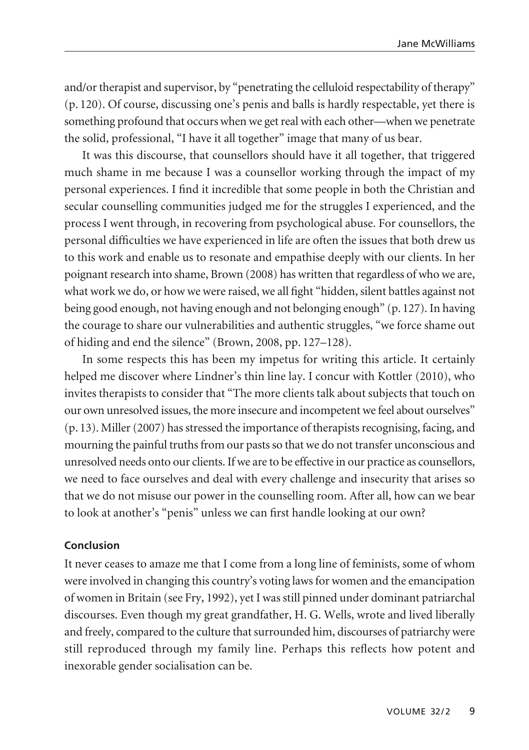and/or therapist and supervisor, by "penetrating the celluloid respectability of therapy" (p. 120). Of course, discussing one's penis and balls is hardly respectable, yet there is something profound that occurs when we get real with each other—when we penetrate the solid, professional, "I have it all together" image that many of us bear.

It was this discourse, that counsellors should have it all together, that triggered much shame in me because I was a counsellor working through the impact of my personal experiences. I find it incredible that some people in both the Christian and secular counselling communities judged me for the struggles I experienced, and the process I went through, in recovering from psychological abuse. For counsellors, the personal difficulties we have experienced in life are often the issues that both drew us to this work and enable us to resonate and empathise deeply with our clients. In her poignant research into shame, Brown (2008) has written that regardless of who we are, what work we do, or how we were raised, we all fight "hidden, silent battles against not being good enough, not having enough and not belonging enough" (p. 127). In having the courage to share our vulnerabilities and authentic struggles, "we force shame out of hiding and end the silence" (Brown, 2008, pp. 127–128).

In some respects this has been my impetus for writing this article. It certainly helped me discover where Lindner's thin line lay. I concur with Kottler (2010), who invites therapists to consider that "The more clients talk about subjects that touch on our own unresolved issues, the more insecure and incompetent we feel about ourselves" (p. 13). Miller (2007) has stressed the importance of therapists recognising, facing, and mourning the painful truths from our pasts so that we do not transfer unconscious and unresolved needs onto our clients. If we are to be effective in our practice as counsellors, we need to face ourselves and deal with every challenge and insecurity that arises so that we do not misuse our power in the counselling room. After all, how can we bear to look at another's "penis" unless we can first handle looking at our own?

**Conclusion**

It never ceases to amaze me that I come from a long line of feminists, some of whom were involved in changing this country's voting laws for women and the emancipation of women in Britain (see Fry, 1992), yet I was still pinned under dominant patriarchal discourses. Even though my great grandfather, H. G. Wells, wrote and lived liberally and freely, compared to the culture that surrounded him, discourses of patriarchy were still reproduced through my family line. Perhaps this reflects how potent and inexorable gender socialisation can be.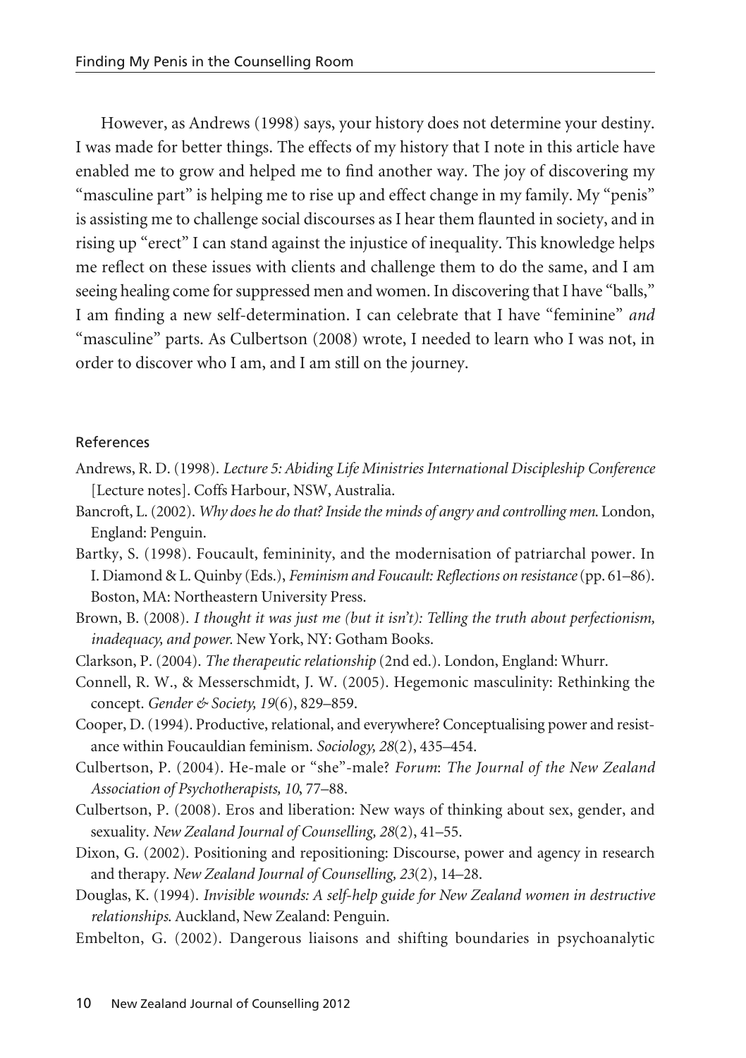However, as Andrews (1998) says, your history does not determine your destiny. I was made for better things. The effects of my history that I note in this article have enabled me to grow and helped me to find another way. The joy of discovering my "masculine part" is helping me to rise up and effect change in my family. My "penis" is assisting me to challenge social discourses as I hear them flaunted in society, and in rising up "erect" I can stand against the injustice of inequality. This knowledge helps me reflect on these issues with clients and challenge them to do the same, and I am seeing healing come for suppressed men and women. In discovering that I have "balls," I am finding a new self-determination. I can celebrate that I have "feminine" *and* "masculine" parts. As Culbertson (2008) wrote, I needed to learn who I was not, in order to discover who I am, and I am still on the journey.

## References

Andrews, R. D. (1998). *Lecture 5: Abiding Life Ministries International Discipleship Conference* [Lecture notes]. Coffs Harbour, NSW, Australia.

Bancroft, L. (2002). *Why does he do that? Inside the minds of angry and controlling men*. London, England: Penguin.

Bartky, S. (1998). Foucault, femininity, and the modernisation of patriarchal power. In I. Diamond & L. Quinby (Eds.), *Feminism and Foucault: Reflections on resistance* (pp. 61–86). Boston, MA: Northeastern University Press.

Brown, B. (2008). *I thought it was just me (but it isn't): Telling the truth about perfectionism, inadequacy, and power.* New York, NY: Gotham Books.

Clarkson, P. (2004). *The therapeutic relationship* (2nd ed.). London, England: Whurr.

Connell, R. W., & Messerschmidt, J. W. (2005). Hegemonic masculinity: Rethinking the concept. *Gender & Society, 19*(6), 829–859.

Cooper, D. (1994). Productive, relational, and everywhere? Conceptualising power and resistance within Foucauldian feminism. *Sociology, 28*(2), 435–454.

Culbertson, P. (2004). He-male or "she"-male? *Forum*: *The Journal of the New Zealand Association of Psychotherapists, 10*, 77–88.

Culbertson, P. (2008). Eros and liberation: New ways of thinking about sex, gender, and sexuality. *New Zealand Journal of Counselling, 28*(2), 41–55.

Dixon, G. (2002). Positioning and repositioning: Discourse, power and agency in research and therapy. *New Zealand Journal of Counselling, 23*(2), 14–28.

Douglas, K. (1994). *Invisible wounds: A self-help guide for New Zealand women in destructive relationships*. Auckland, New Zealand: Penguin.

Embelton, G. (2002). Dangerous liaisons and shifting boundaries in psychoanalytic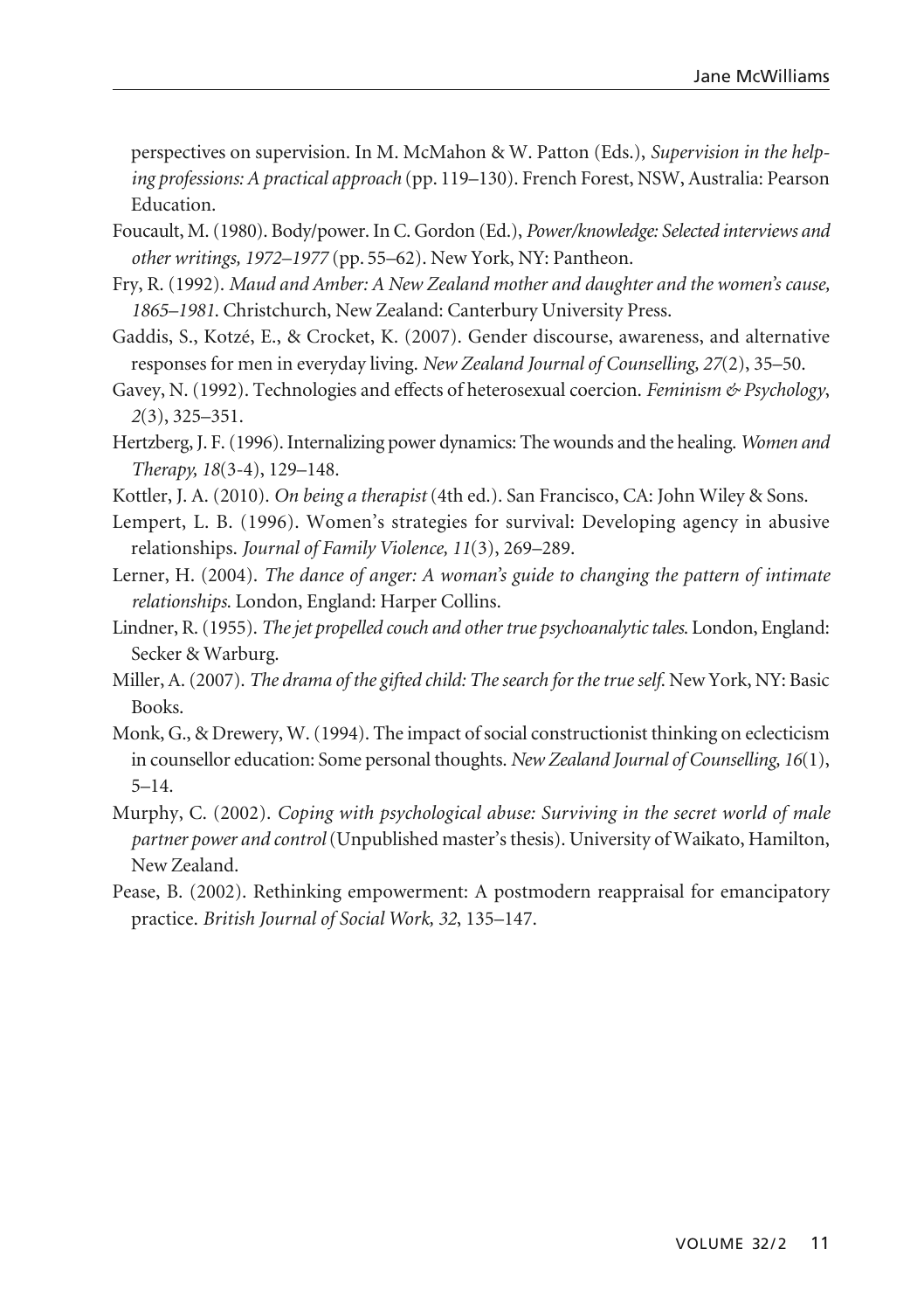perspectives on supervision. In M. McMahon & W. Patton (Eds.), *Supervision in the helping professions: A practical approach* (pp. 119–130). French Forest, NSW, Australia: Pearson Education.

Foucault, M. (1980). Body/power. In C. Gordon (Ed.), *Power/knowledge: Selected interviews and other writings, 1972–1977* (pp. 55–62). New York, NY: Pantheon.

Fry, R. (1992). *Maud and Amber: A New Zealand mother and daughter and the women's cause, 1865–1981*. Christchurch, New Zealand: Canterbury University Press.

Gaddis, S., Kotzé, E., & Crocket, K. (2007). Gender discourse, awareness, and alternative responses for men in everyday living. *New Zealand Journal of Counselling, 27*(2), 35–50.

Gavey, N. (1992). Technologies and effects of heterosexual coercion. *Feminism & Psychology*, *2*(3), 325–351.

Hertzberg, J. F. (1996). Internalizing power dynamics: The wounds and the healing. *Women and Therapy, 18*(3-4), 129–148.

Kottler, J. A. (2010). *On being a therapist* (4th ed.). San Francisco, CA: John Wiley & Sons.

Lempert, L. B. (1996). Women's strategies for survival: Developing agency in abusive relationships. *Journal of Family Violence, 11*(3), 269–289.

Lerner, H. (2004). *The dance of anger: A woman's guide to changing the pattern of intimate relationships*. London, England: Harper Collins.

Lindner, R. (1955). *The jet propelled couch and other true psychoanalytic tales*. London, England: Secker & Warburg.

Miller, A. (2007). *The drama of the gifted child: The search for the true self*. New York, NY: Basic Books.

Monk, G., & Drewery, W. (1994). The impact of social constructionist thinking on eclecticism in counsellor education: Some personal thoughts. *New Zealand Journal of Counselling, 16*(1), 5–14.

Murphy, C. (2002). *Coping with psychological abuse: Surviving in the secret world of male partner power and control* (Unpublished master's thesis). University of Waikato, Hamilton, New Zealand.

Pease, B. (2002). Rethinking empowerment: A postmodern reappraisal for emancipatory practice. *British Journal of Social Work, 32*, 135–147.